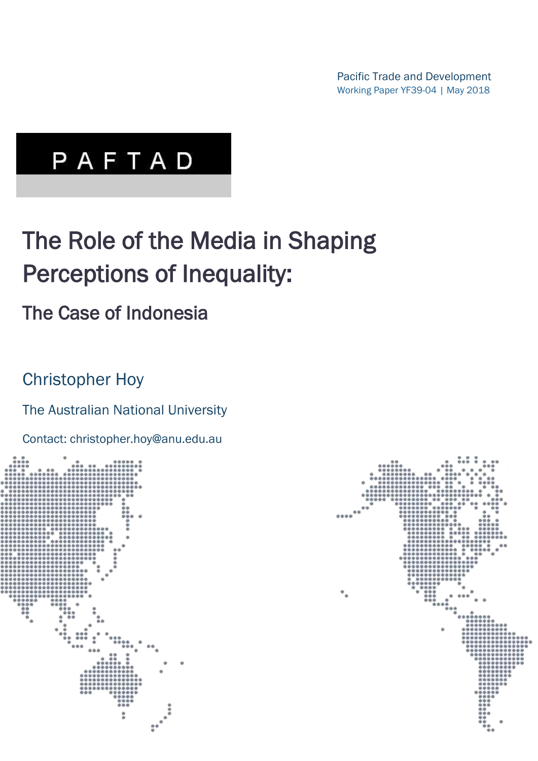Pacific Trade and Development
Working Paper YF39-04 | May 2018

PAFTAD

# The Role of the Media in Shaping Perceptions of Inequality:

## The Case of Indonesia

Christopher Hoy

The Australian National University

Contact: christopher.hoy@anu.edu.au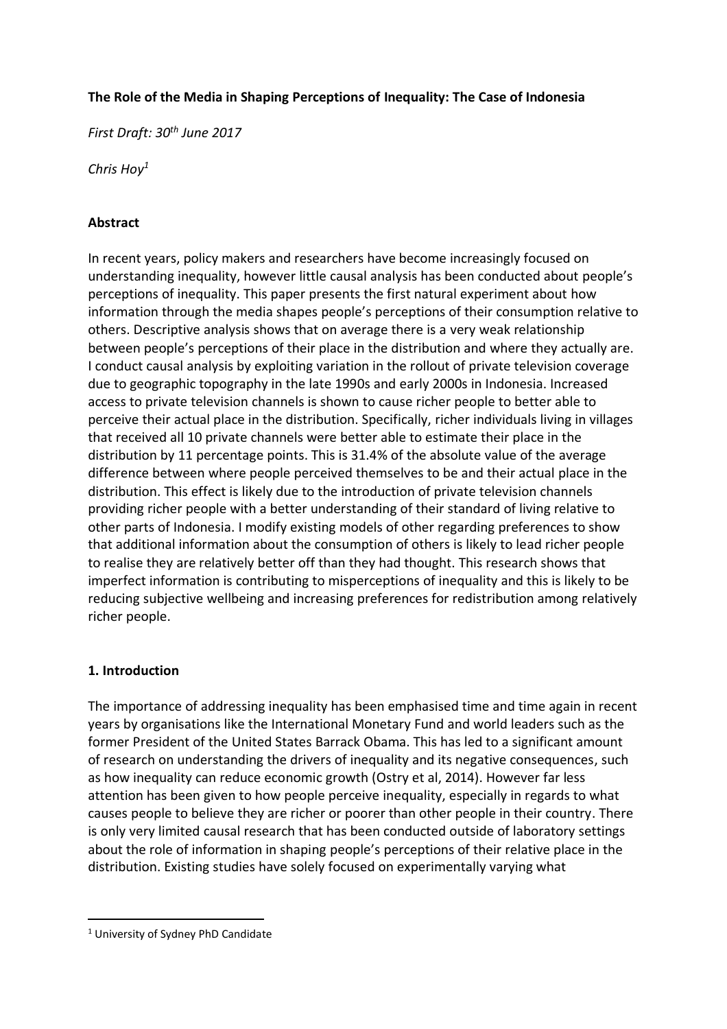**The Role of the Media in Shaping Perceptions of Inequality: The Case of Indonesia**

*First Draft: 30th June 2017*

*Chris Hoy*[1]

**Abstract**

In recent years, policy makers and researchers have become increasingly focused on understanding inequality, however little causal analysis has been conducted about people's perceptions of inequality. This paper presents the first natural experiment about how information through the media shapes people's perceptions of their consumption relative to others. Descriptive analysis shows that on average there is a very weak relationship between people's perceptions of their place in the distribution and where they actually are. I conduct causal analysis by exploiting variation in the rollout of private television coverage due to geographic topography in the late 1990s and early 2000s in Indonesia. Increased access to private television channels is shown to cause richer people to better able to perceive their actual place in the distribution. Specifically, richer individuals living in villages that received all 10 private channels were better able to estimate their place in the distribution by 11 percentage points. This is 31.4% of the absolute value of the average difference between where people perceived themselves to be and their actual place in the distribution. This effect is likely due to the introduction of private television channels providing richer people with a better understanding of their standard of living relative to other parts of Indonesia. I modify existing models of other regarding preferences to show that additional information about the consumption of others is likely to lead richer people to realise they are relatively better off than they had thought. This research shows that imperfect information is contributing to misperceptions of inequality and this is likely to be reducing subjective wellbeing and increasing preferences for redistribution among relatively richer people.

**1. Introduction**

The importance of addressing inequality has been emphasised time and time again in recent years by organisations like the International Monetary Fund and world leaders such as the former President of the United States Barrack Obama. This has led to a significant amount of research on understanding the drivers of inequality and its negative consequences, such as how inequality can reduce economic growth (Ostry et al, 2014). However far less attention has been given to how people perceive inequality, especially in regards to what causes people to believe they are richer or poorer than other people in their country. There is only very limited causal research that has been conducted outside of laboratory settings about the role of information in shaping people's perceptions of their relative place in the distribution. Existing studies have solely focused on experimentally varying what

[1] University of Sydney PhD Candidate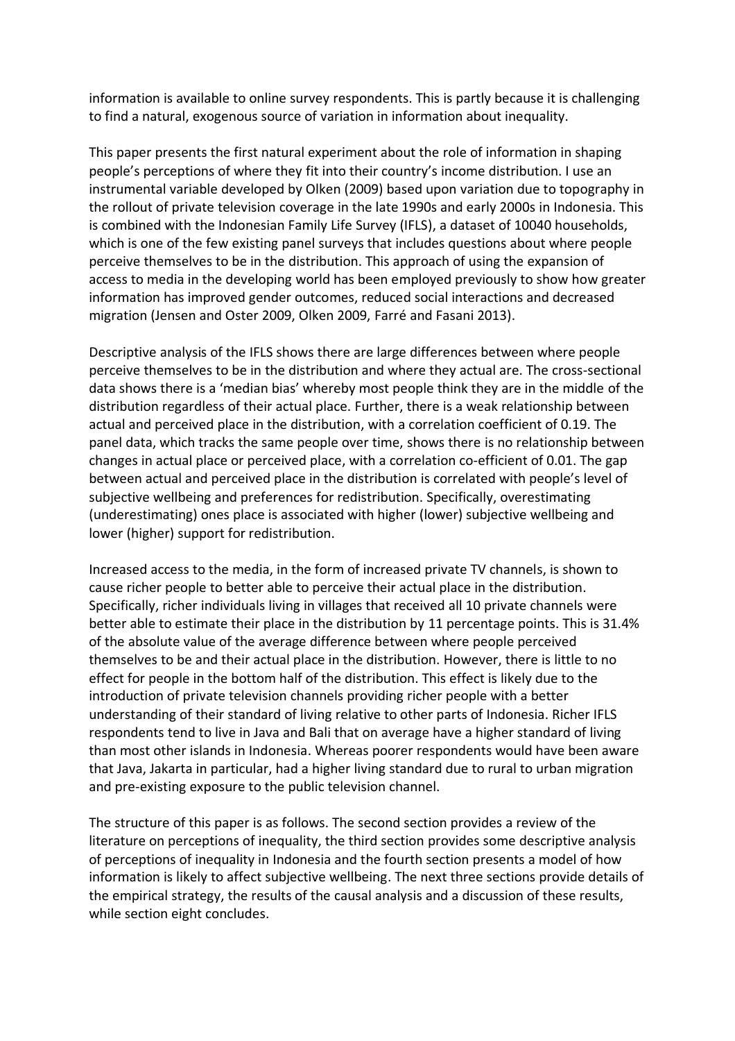information is available to online survey respondents. This is partly because it is challenging to find a natural, exogenous source of variation in information about inequality.

This paper presents the first natural experiment about the role of information in shaping people's perceptions of where they fit into their country's income distribution. I use an instrumental variable developed by Olken (2009) based upon variation due to topography in the rollout of private television coverage in the late 1990s and early 2000s in Indonesia. This is combined with the Indonesian Family Life Survey (IFLS), a dataset of 10040 households, which is one of the few existing panel surveys that includes questions about where people perceive themselves to be in the distribution. This approach of using the expansion of access to media in the developing world has been employed previously to show how greater information has improved gender outcomes, reduced social interactions and decreased migration (Jensen and Oster 2009, Olken 2009, Farré and Fasani 2013).

Descriptive analysis of the IFLS shows there are large differences between where people perceive themselves to be in the distribution and where they actual are. The cross-sectional data shows there is a 'median bias' whereby most people think they are in the middle of the distribution regardless of their actual place. Further, there is a weak relationship between actual and perceived place in the distribution, with a correlation coefficient of 0.19. The panel data, which tracks the same people over time, shows there is no relationship between changes in actual place or perceived place, with a correlation co-efficient of 0.01. The gap between actual and perceived place in the distribution is correlated with people's level of subjective wellbeing and preferences for redistribution. Specifically, overestimating (underestimating) ones place is associated with higher (lower) subjective wellbeing and lower (higher) support for redistribution.

Increased access to the media, in the form of increased private TV channels, is shown to cause richer people to better able to perceive their actual place in the distribution. Specifically, richer individuals living in villages that received all 10 private channels were better able to estimate their place in the distribution by 11 percentage points. This is 31.4% of the absolute value of the average difference between where people perceived themselves to be and their actual place in the distribution. However, there is little to no effect for people in the bottom half of the distribution. This effect is likely due to the introduction of private television channels providing richer people with a better understanding of their standard of living relative to other parts of Indonesia. Richer IFLS respondents tend to live in Java and Bali that on average have a higher standard of living than most other islands in Indonesia. Whereas poorer respondents would have been aware that Java, Jakarta in particular, had a higher living standard due to rural to urban migration and pre-existing exposure to the public television channel.

The structure of this paper is as follows. The second section provides a review of the literature on perceptions of inequality, the third section provides some descriptive analysis of perceptions of inequality in Indonesia and the fourth section presents a model of how information is likely to affect subjective wellbeing. The next three sections provide details of the empirical strategy, the results of the causal analysis and a discussion of these results, while section eight concludes.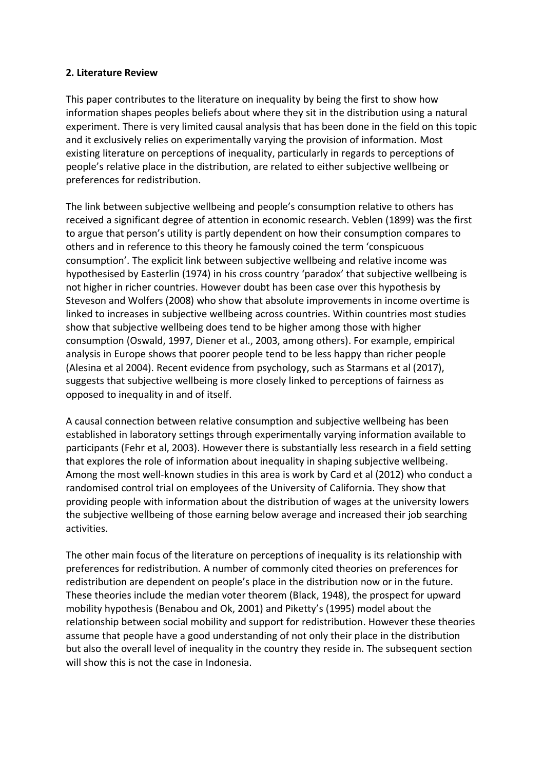**2. Literature Review**

This paper contributes to the literature on inequality by being the first to show how information shapes peoples beliefs about where they sit in the distribution using a natural experiment. There is very limited causal analysis that has been done in the field on this topic and it exclusively relies on experimentally varying the provision of information. Most existing literature on perceptions of inequality, particularly in regards to perceptions of people's relative place in the distribution, are related to either subjective wellbeing or preferences for redistribution.

The link between subjective wellbeing and people's consumption relative to others has received a significant degree of attention in economic research. Veblen (1899) was the first to argue that person's utility is partly dependent on how their consumption compares to others and in reference to this theory he famously coined the term 'conspicuous consumption'. The explicit link between subjective wellbeing and relative income was hypothesised by Easterlin (1974) in his cross country 'paradox' that subjective wellbeing is not higher in richer countries. However doubt has been case over this hypothesis by Steveson and Wolfers (2008) who show that absolute improvements in income overtime is linked to increases in subjective wellbeing across countries. Within countries most studies show that subjective wellbeing does tend to be higher among those with higher consumption (Oswald, 1997, Diener et al., 2003, among others). For example, empirical analysis in Europe shows that poorer people tend to be less happy than richer people (Alesina et al 2004). Recent evidence from psychology, such as Starmans et al (2017), suggests that subjective wellbeing is more closely linked to perceptions of fairness as opposed to inequality in and of itself.

A causal connection between relative consumption and subjective wellbeing has been established in laboratory settings through experimentally varying information available to participants (Fehr et al, 2003). However there is substantially less research in a field setting that explores the role of information about inequality in shaping subjective wellbeing. Among the most well-known studies in this area is work by Card et al (2012) who conduct a randomised control trial on employees of the University of California. They show that providing people with information about the distribution of wages at the university lowers the subjective wellbeing of those earning below average and increased their job searching activities.

The other main focus of the literature on perceptions of inequality is its relationship with preferences for redistribution. A number of commonly cited theories on preferences for redistribution are dependent on people's place in the distribution now or in the future. These theories include the median voter theorem (Black, 1948), the prospect for upward mobility hypothesis (Benabou and Ok, 2001) and Piketty's (1995) model about the relationship between social mobility and support for redistribution. However these theories assume that people have a good understanding of not only their place in the distribution but also the overall level of inequality in the country they reside in. The subsequent section will show this is not the case in Indonesia.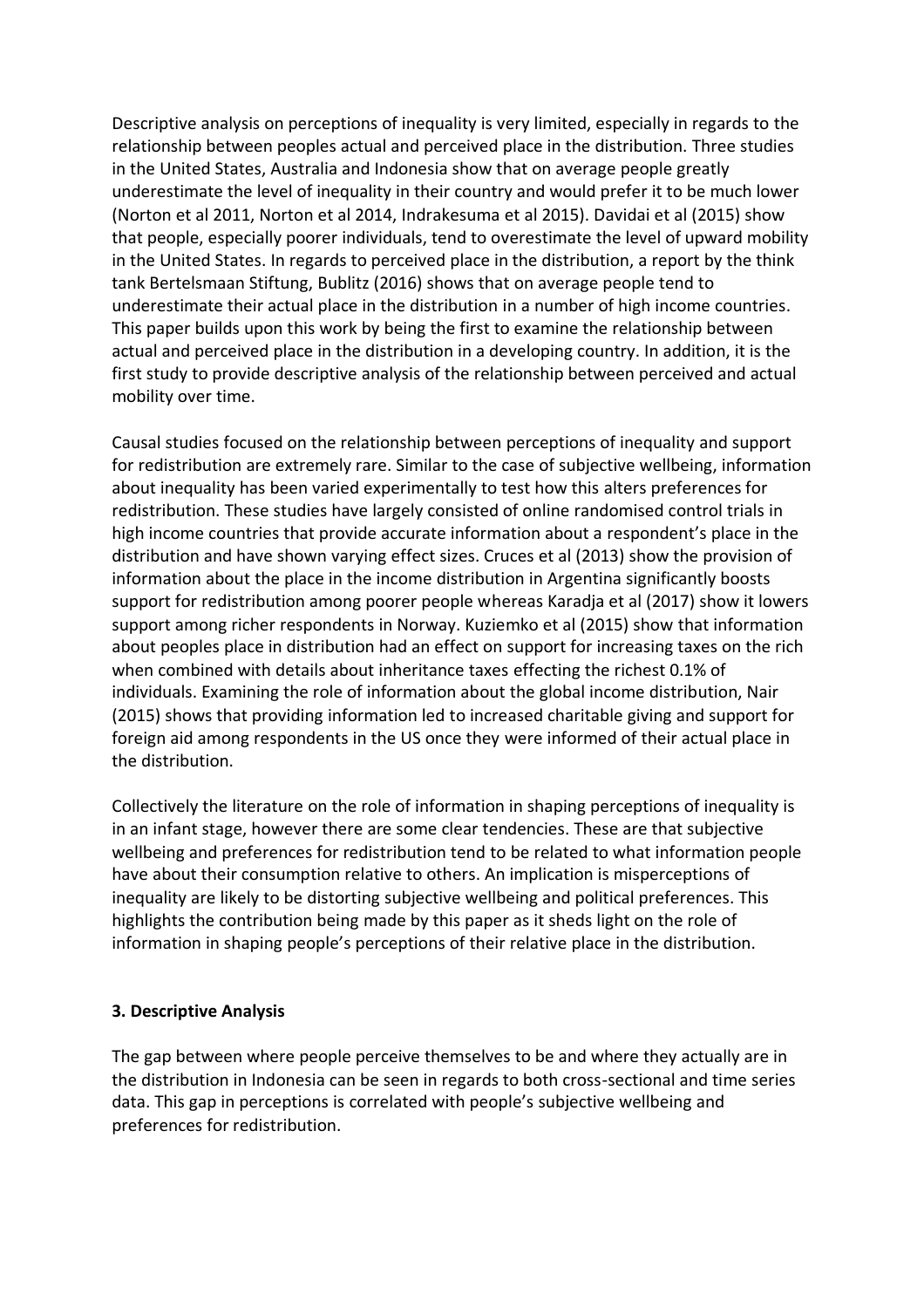Descriptive analysis on perceptions of inequality is very limited, especially in regards to the relationship between peoples actual and perceived place in the distribution. Three studies in the United States, Australia and Indonesia show that on average people greatly underestimate the level of inequality in their country and would prefer it to be much lower (Norton et al 2011, Norton et al 2014, Indrakesuma et al 2015). Davidai et al (2015) show that people, especially poorer individuals, tend to overestimate the level of upward mobility in the United States. In regards to perceived place in the distribution, a report by the think tank Bertelsmaan Stiftung, Bublitz (2016) shows that on average people tend to underestimate their actual place in the distribution in a number of high income countries. This paper builds upon this work by being the first to examine the relationship between actual and perceived place in the distribution in a developing country. In addition, it is the first study to provide descriptive analysis of the relationship between perceived and actual mobility over time.

Causal studies focused on the relationship between perceptions of inequality and support for redistribution are extremely rare. Similar to the case of subjective wellbeing, information about inequality has been varied experimentally to test how this alters preferences for redistribution. These studies have largely consisted of online randomised control trials in high income countries that provide accurate information about a respondent's place in the distribution and have shown varying effect sizes. Cruces et al (2013) show the provision of information about the place in the income distribution in Argentina significantly boosts support for redistribution among poorer people whereas Karadja et al (2017) show it lowers support among richer respondents in Norway. Kuziemko et al (2015) show that information about peoples place in distribution had an effect on support for increasing taxes on the rich when combined with details about inheritance taxes effecting the richest 0.1% of individuals. Examining the role of information about the global income distribution, Nair (2015) shows that providing information led to increased charitable giving and support for foreign aid among respondents in the US once they were informed of their actual place in the distribution.

Collectively the literature on the role of information in shaping perceptions of inequality is in an infant stage, however there are some clear tendencies. These are that subjective wellbeing and preferences for redistribution tend to be related to what information people have about their consumption relative to others. An implication is misperceptions of inequality are likely to be distorting subjective wellbeing and political preferences. This highlights the contribution being made by this paper as it sheds light on the role of information in shaping people's perceptions of their relative place in the distribution.

## 3. Descriptive Analysis

The gap between where people perceive themselves to be and where they actually are in the distribution in Indonesia can be seen in regards to both cross-sectional and time series data. This gap in perceptions is correlated with people's subjective wellbeing and preferences for redistribution.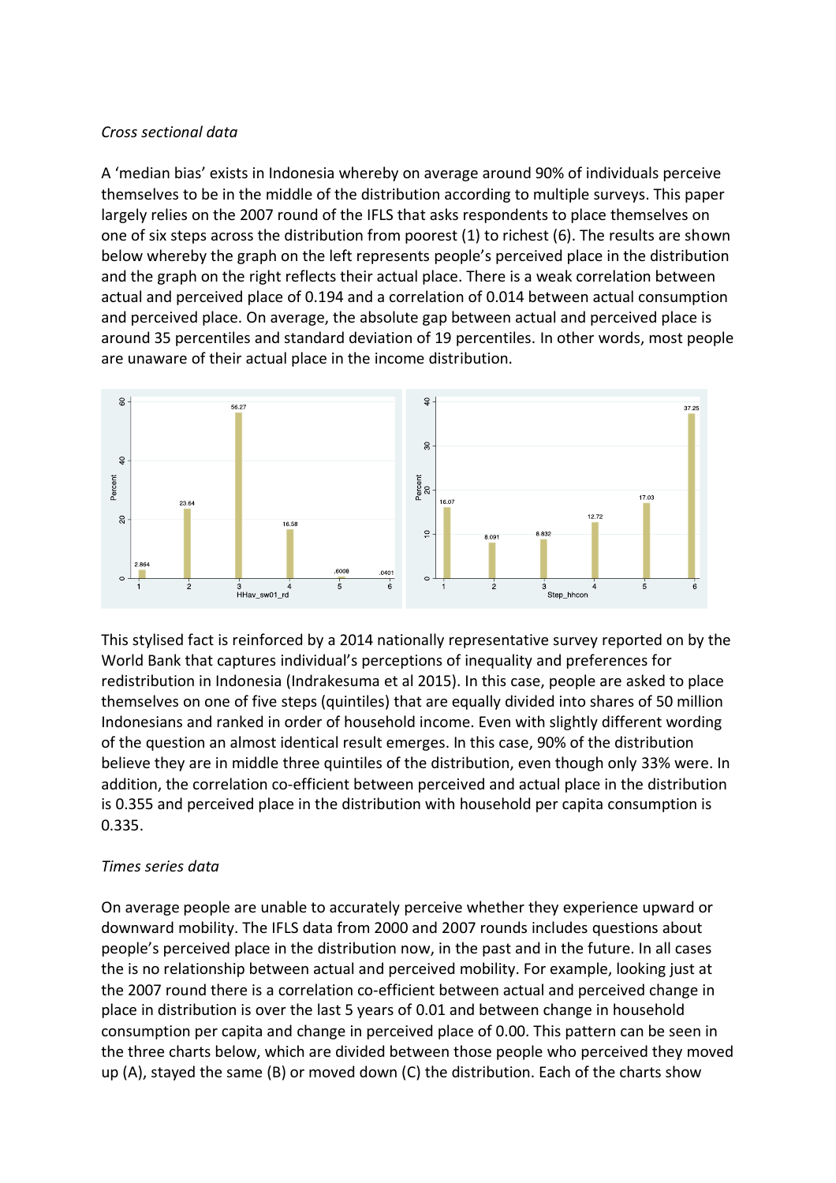*Cross sectional data*

A 'median bias' exists in Indonesia whereby on average around 90% of individuals perceive themselves to be in the middle of the distribution according to multiple surveys. This paper largely relies on the 2007 round of the IFLS that asks respondents to place themselves on one of six steps across the distribution from poorest (1) to richest (6). The results are shown below whereby the graph on the left represents people's perceived place in the distribution and the graph on the right reflects their actual place. There is a weak correlation between actual and perceived place of 0.194 and a correlation of 0.014 between actual consumption and perceived place. On average, the absolute gap between actual and perceived place is around 35 percentiles and standard deviation of 19 percentiles. In other words, most people are unaware of their actual place in the income distribution.

This stylised fact is reinforced by a 2014 nationally representative survey reported on by the World Bank that captures individual's perceptions of inequality and preferences for redistribution in Indonesia (Indrakesuma et al 2015). In this case, people are asked to place themselves on one of five steps (quintiles) that are equally divided into shares of 50 million Indonesians and ranked in order of household income. Even with slightly different wording of the question an almost identical result emerges. In this case, 90% of the distribution believe they are in middle three quintiles of the distribution, even though only 33% were. In addition, the correlation co-efficient between perceived and actual place in the distribution is 0.355 and perceived place in the distribution with household per capita consumption is 0.335.

*Times series data*

On average people are unable to accurately perceive whether they experience upward or downward mobility. The IFLS data from 2000 and 2007 rounds includes questions about people's perceived place in the distribution now, in the past and in the future. In all cases the is no relationship between actual and perceived mobility. For example, looking just at the 2007 round there is a correlation co-efficient between actual and perceived change in place in distribution is over the last 5 years of 0.01 and between change in household consumption per capita and change in perceived place of 0.00. This pattern can be seen in the three charts below, which are divided between those people who perceived they moved up (A), stayed the same (B) or moved down (C) the distribution. Each of the charts show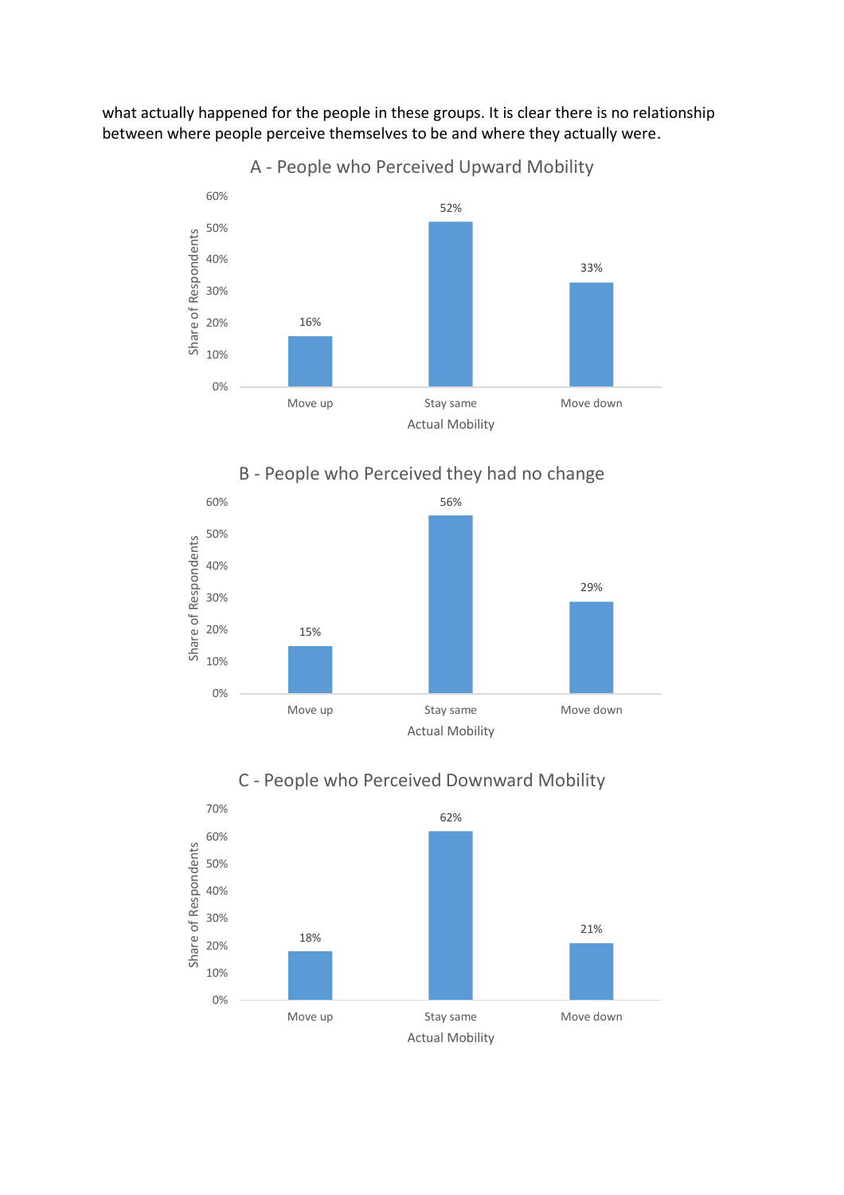what actually happened for the people in these groups. It is clear there is no relationship between where people perceive themselves to be and where they actually were.

**A - People who Perceived Upward Mobility**

| Actual Mobility | Share of Respondents |
|---|---|
| Move up | 16% |
| Stay same | 52% |
| Move down | 33% |

**B - People who Perceived they had no change**

| Actual Mobility | Share of Respondents |
|---|---|
| Move up | 15% |
| Stay same | 56% |
| Move down | 29% |

**C - People who Perceived Downward Mobility**

| Actual Mobility | Share of Respondents |
|---|---|
| Move up | 18% |
| Stay same | 62% |
| Move down | 21% |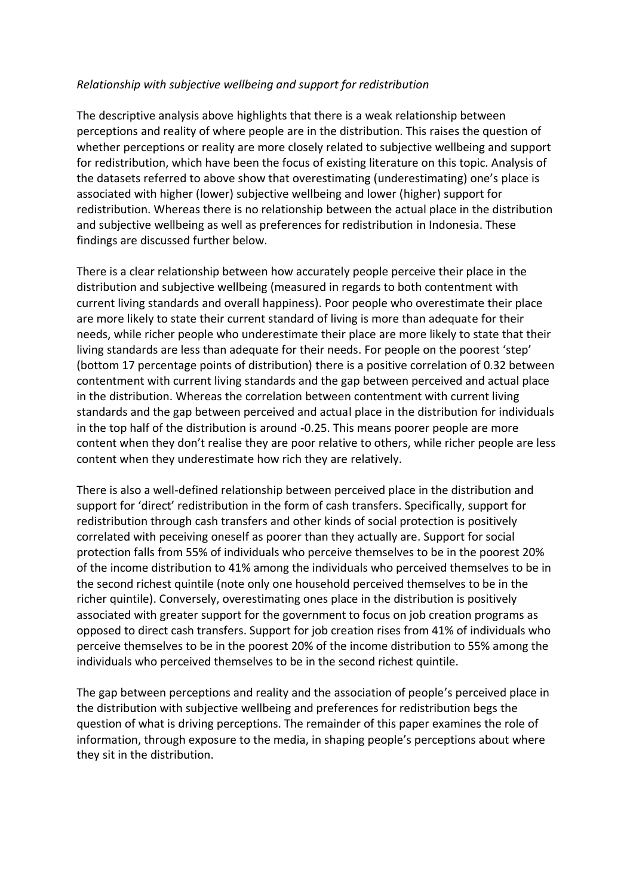*Relationship with subjective wellbeing and support for redistribution*

The descriptive analysis above highlights that there is a weak relationship between perceptions and reality of where people are in the distribution. This raises the question of whether perceptions or reality are more closely related to subjective wellbeing and support for redistribution, which have been the focus of existing literature on this topic. Analysis of the datasets referred to above show that overestimating (underestimating) one's place is associated with higher (lower) subjective wellbeing and lower (higher) support for redistribution. Whereas there is no relationship between the actual place in the distribution and subjective wellbeing as well as preferences for redistribution in Indonesia. These findings are discussed further below.

There is a clear relationship between how accurately people perceive their place in the distribution and subjective wellbeing (measured in regards to both contentment with current living standards and overall happiness). Poor people who overestimate their place are more likely to state their current standard of living is more than adequate for their needs, while richer people who underestimate their place are more likely to state that their living standards are less than adequate for their needs. For people on the poorest 'step' (bottom 17 percentage points of distribution) there is a positive correlation of 0.32 between contentment with current living standards and the gap between perceived and actual place in the distribution. Whereas the correlation between contentment with current living standards and the gap between perceived and actual place in the distribution for individuals in the top half of the distribution is around -0.25. This means poorer people are more content when they don't realise they are poor relative to others, while richer people are less content when they underestimate how rich they are relatively.

There is also a well-defined relationship between perceived place in the distribution and support for 'direct' redistribution in the form of cash transfers. Specifically, support for redistribution through cash transfers and other kinds of social protection is positively correlated with peceiving oneself as poorer than they actually are. Support for social protection falls from 55% of individuals who perceive themselves to be in the poorest 20% of the income distribution to 41% among the individuals who perceived themselves to be in the second richest quintile (note only one household perceived themselves to be in the richer quintile). Conversely, overestimating ones place in the distribution is positively associated with greater support for the government to focus on job creation programs as opposed to direct cash transfers. Support for job creation rises from 41% of individuals who perceive themselves to be in the poorest 20% of the income distribution to 55% among the individuals who perceived themselves to be in the second richest quintile.

The gap between perceptions and reality and the association of people's perceived place in the distribution with subjective wellbeing and preferences for redistribution begs the question of what is driving perceptions. The remainder of this paper examines the role of information, through exposure to the media, in shaping people's perceptions about where they sit in the distribution.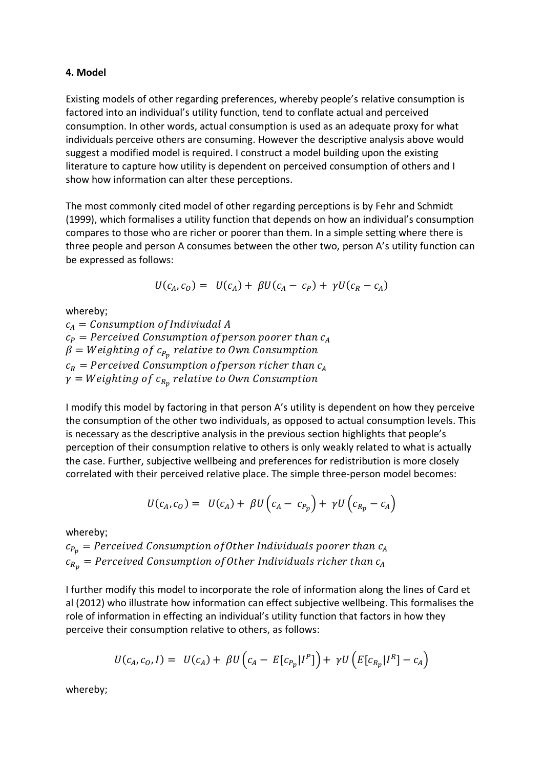**4. Model**

Existing models of other regarding preferences, whereby people's relative consumption is factored into an individual's utility function, tend to conflate actual and perceived consumption. In other words, actual consumption is used as an adequate proxy for what individuals perceive others are consuming. However the descriptive analysis above would suggest a modified model is required. I construct a model building upon the existing literature to capture how utility is dependent on perceived consumption of others and I show how information can alter these perceptions.

The most commonly cited model of other regarding perceptions is by Fehr and Schmidt (1999), which formalises a utility function that depends on how an individual's consumption compares to those who are richer or poorer than them. In a simple setting where there is three people and person A consumes between the other two, person A's utility function can be expressed as follows:

$$U(c_A, c_O) = U(c_A) + \beta U(c_A - c_P) + \gamma U(c_R - c_A)$$

whereby;

$c_A = Consumption\ of\ Indiviudal\ A$
$c_P = Perceived\ Consumption\ of\ person\ poorer\ than\ c_A$
$\beta = Weighting\ of\ c_{P_p}\ relative\ to\ Own\ Consumption$
$c_R = Perceived\ Consumption\ of\ person\ richer\ than\ c_A$
$\gamma = Weighting\ of\ c_{R_p}\ relative\ to\ Own\ Consumption$

I modify this model by factoring in that person A's utility is dependent on how they perceive the consumption of the other two individuals, as opposed to actual consumption levels. This is necessary as the descriptive analysis in the previous section highlights that people's perception of their consumption relative to others is only weakly related to what is actually the case. Further, subjective wellbeing and preferences for redistribution is more closely correlated with their perceived relative place. The simple three-person model becomes:

$$U(c_A, c_O) = U(c_A) + \beta U\left(c_A - c_{P_p}\right) + \gamma U\left(c_{R_p} - c_A\right)$$

whereby;

$c_{P_p} = Perceived\ Consumption\ of\ Other\ Individuals\ poorer\ than\ c_A$
$c_{R_p} = Perceived\ Consumption\ of\ Other\ Individuals\ richer\ than\ c_A$

I further modify this model to incorporate the role of information along the lines of Card et al (2012) who illustrate how information can effect subjective wellbeing. This formalises the role of information in effecting an individual's utility function that factors in how they perceive their consumption relative to others, as follows:

$$U(c_A, c_O, I) = U(c_A) + \beta U\left(c_A - E[c_{P_p}|I^P]\right) + \gamma U\left(E[c_{R_p}|I^R] - c_A\right)$$

whereby;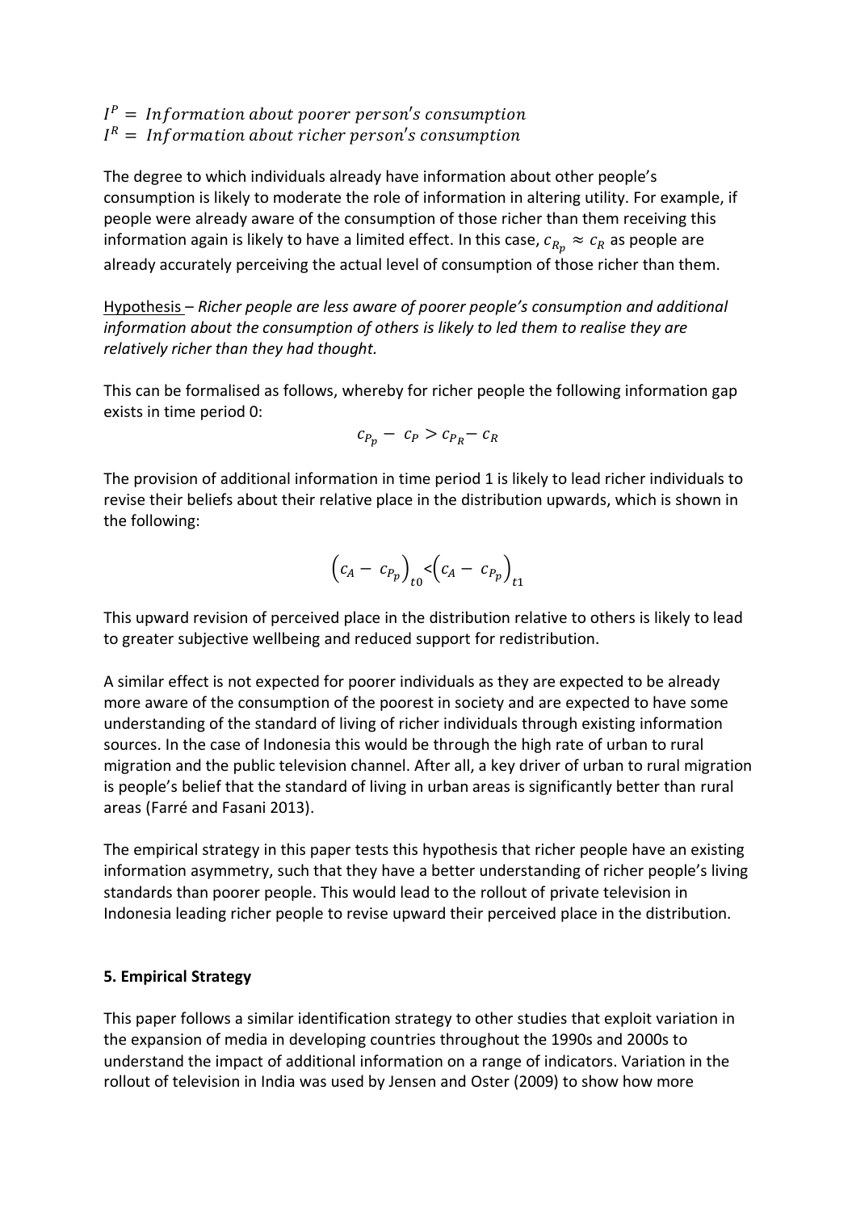$I^P = Information\ about\ poorer\ person's\ consumption$
$I^R = Information\ about\ richer\ person's\ consumption$

The degree to which individuals already have information about other people's consumption is likely to moderate the role of information in altering utility. For example, if people were already aware of the consumption of those richer than them receiving this information again is likely to have a limited effect. In this case, $c_{R_p} \approx c_R$ as people are already accurately perceiving the actual level of consumption of those richer than them.

Hypothesis – *Richer people are less aware of poorer people's consumption and additional information about the consumption of others is likely to led them to realise they are relatively richer than they had thought.*

This can be formalised as follows, whereby for richer people the following information gap exists in time period 0:

$$c_{P_p} - c_P > c_{P_R} - c_R$$

The provision of additional information in time period 1 is likely to lead richer individuals to revise their beliefs about their relative place in the distribution upwards, which is shown in the following:

$$\left(c_A - c_{P_p}\right)_{t0} < \left(c_A - c_{P_p}\right)_{t1}$$

This upward revision of perceived place in the distribution relative to others is likely to lead to greater subjective wellbeing and reduced support for redistribution.

A similar effect is not expected for poorer individuals as they are expected to be already more aware of the consumption of the poorest in society and are expected to have some understanding of the standard of living of richer individuals through existing information sources. In the case of Indonesia this would be through the high rate of urban to rural migration and the public television channel. After all, a key driver of urban to rural migration is people's belief that the standard of living in urban areas is significantly better than rural areas (Farré and Fasani 2013).

The empirical strategy in this paper tests this hypothesis that richer people have an existing information asymmetry, such that they have a better understanding of richer people's living standards than poorer people. This would lead to the rollout of private television in Indonesia leading richer people to revise upward their perceived place in the distribution.

## 5. Empirical Strategy

This paper follows a similar identification strategy to other studies that exploit variation in the expansion of media in developing countries throughout the 1990s and 2000s to understand the impact of additional information on a range of indicators. Variation in the rollout of television in India was used by Jensen and Oster (2009) to show how more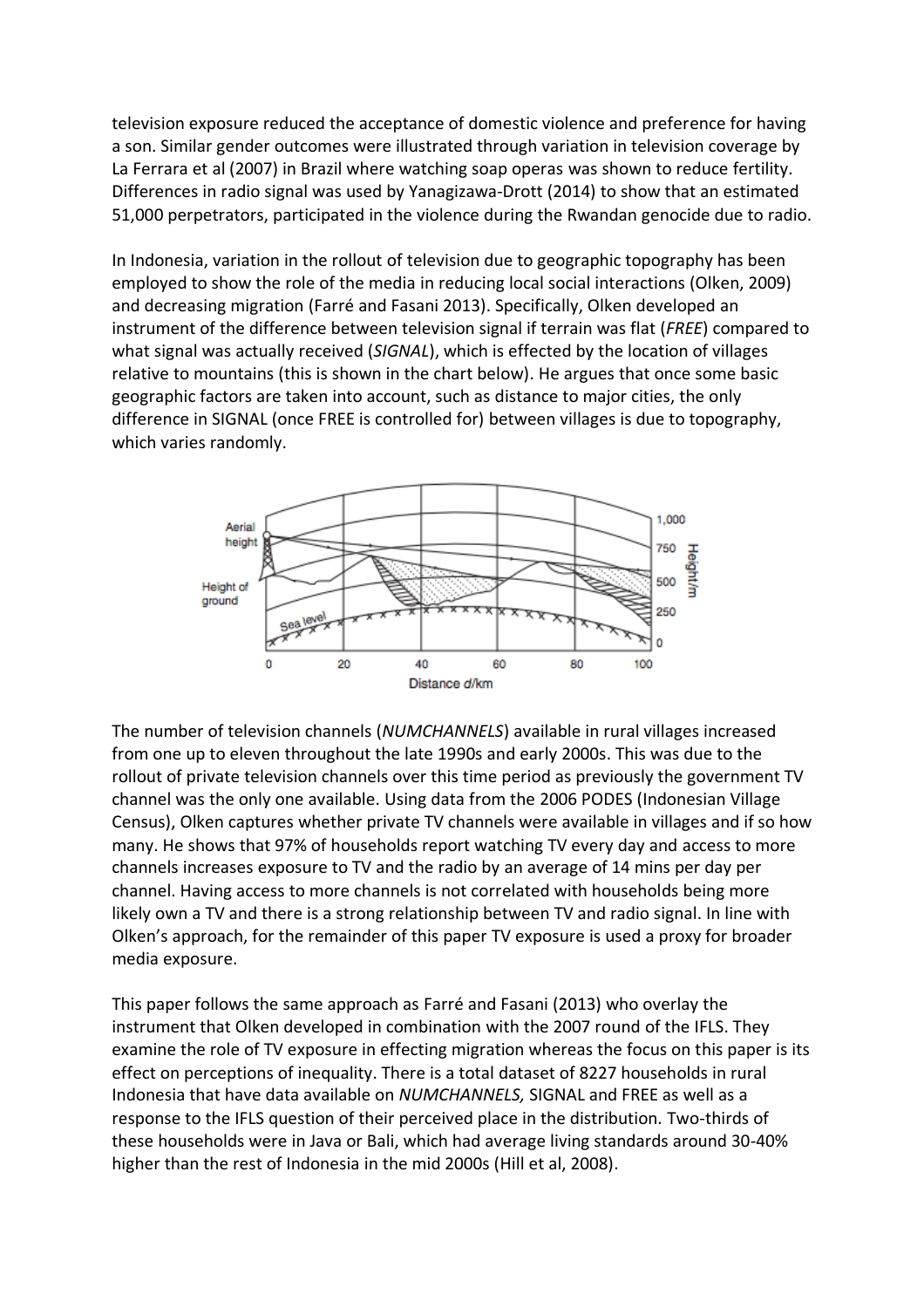television exposure reduced the acceptance of domestic violence and preference for having a son. Similar gender outcomes were illustrated through variation in television coverage by La Ferrara et al (2007) in Brazil where watching soap operas was shown to reduce fertility. Differences in radio signal was used by Yanagizawa-Drott (2014) to show that an estimated 51,000 perpetrators, participated in the violence during the Rwandan genocide due to radio.

In Indonesia, variation in the rollout of television due to geographic topography has been employed to show the role of the media in reducing local social interactions (Olken, 2009) and decreasing migration (Farré and Fasani 2013). Specifically, Olken developed an instrument of the difference between television signal if terrain was flat (*FREE*) compared to what signal was actually received (*SIGNAL*), which is effected by the location of villages relative to mountains (this is shown in the chart below). He argues that once some basic geographic factors are taken into account, such as distance to major cities, the only difference in SIGNAL (once FREE is controlled for) between villages is due to topography, which varies randomly.

The number of television channels (*NUMCHANNELS*) available in rural villages increased from one up to eleven throughout the late 1990s and early 2000s. This was due to the rollout of private television channels over this time period as previously the government TV channel was the only one available. Using data from the 2006 PODES (Indonesian Village Census), Olken captures whether private TV channels were available in villages and if so how many. He shows that 97% of households report watching TV every day and access to more channels increases exposure to TV and the radio by an average of 14 mins per day per channel. Having access to more channels is not correlated with households being more likely own a TV and there is a strong relationship between TV and radio signal. In line with Olken's approach, for the remainder of this paper TV exposure is used a proxy for broader media exposure.

This paper follows the same approach as Farré and Fasani (2013) who overlay the instrument that Olken developed in combination with the 2007 round of the IFLS. They examine the role of TV exposure in effecting migration whereas the focus on this paper is its effect on perceptions of inequality. There is a total dataset of 8227 households in rural Indonesia that have data available on *NUMCHANNELS,* SIGNAL and FREE as well as a response to the IFLS question of their perceived place in the distribution. Two-thirds of these households were in Java or Bali, which had average living standards around 30-40% higher than the rest of Indonesia in the mid 2000s (Hill et al, 2008).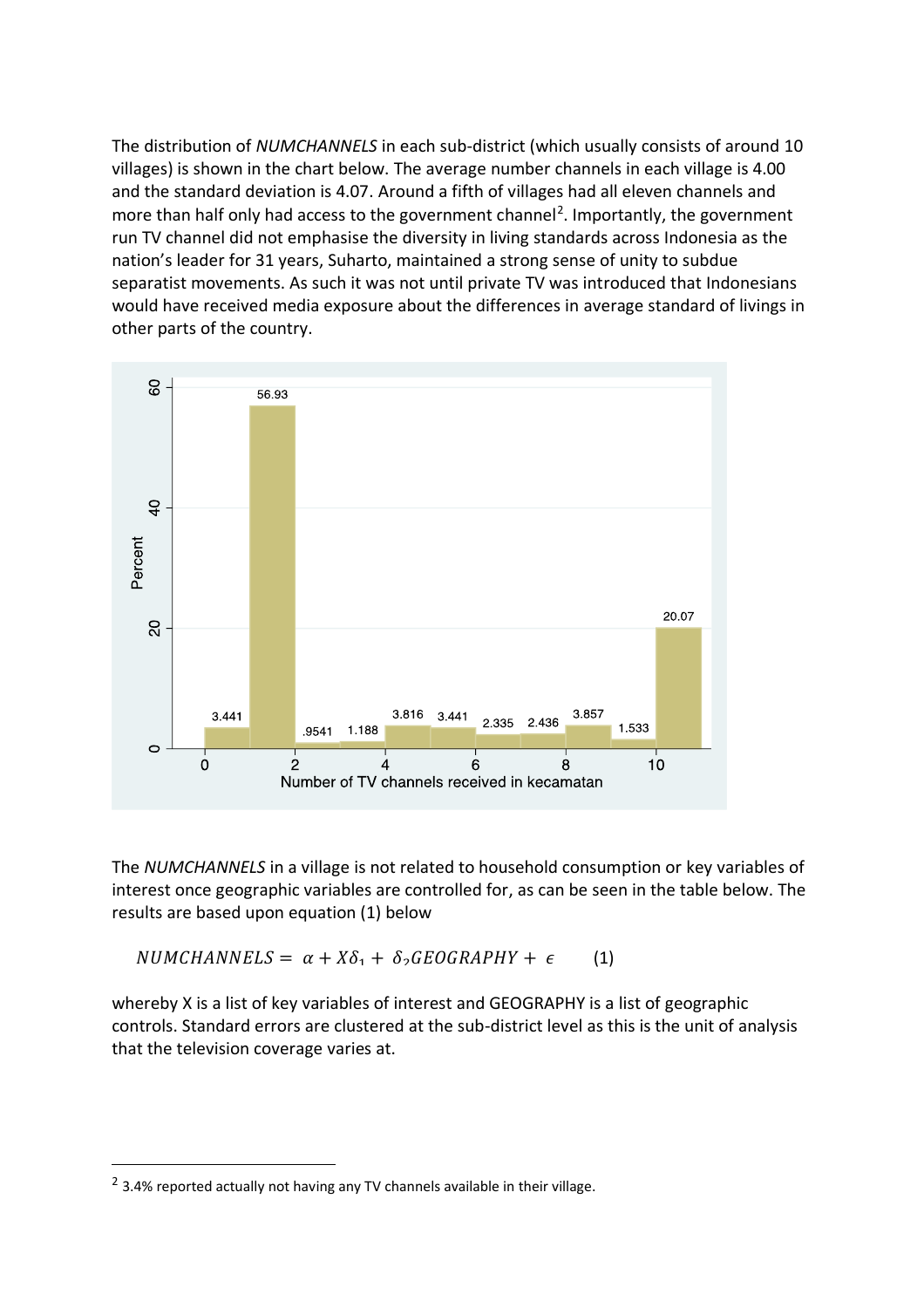The distribution of *NUMCHANNELS* in each sub-district (which usually consists of around 10 villages) is shown in the chart below. The average number channels in each village is 4.00 and the standard deviation is 4.07. Around a fifth of villages had all eleven channels and more than half only had access to the government channel[2]. Importantly, the government run TV channel did not emphasise the diversity in living standards across Indonesia as the nation's leader for 31 years, Suharto, maintained a strong sense of unity to subdue separatist movements. As such it was not until private TV was introduced that Indonesians would have received media exposure about the differences in average standard of livings in other parts of the country.

The *NUMCHANNELS* in a village is not related to household consumption or key variables of interest once geographic variables are controlled for, as can be seen in the table below. The results are based upon equation (1) below

$$NUMCHANNELS = \alpha + X\delta_1 + \delta_2 GEOGRAPHY + \epsilon \qquad (1)$$

whereby X is a list of key variables of interest and GEOGRAPHY is a list of geographic controls. Standard errors are clustered at the sub-district level as this is the unit of analysis that the television coverage varies at.

[2] 3.4% reported actually not having any TV channels available in their village.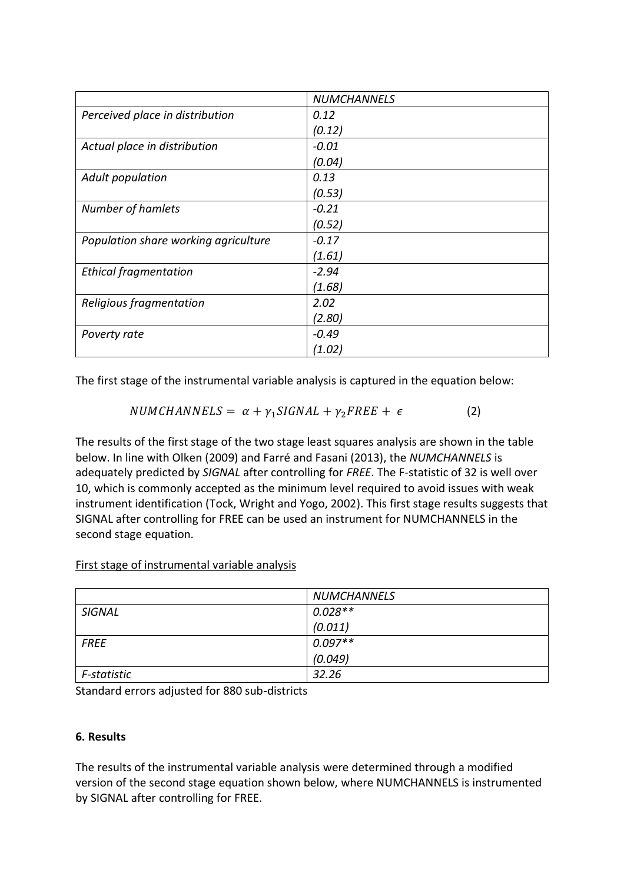| | *NUMCHANNELS* |
|---|---|
| *Perceived place in distribution* | *0.12* |
| | *(0.12)* |
| *Actual place in distribution* | *-0.01* |
| | *(0.04)* |
| *Adult population* | *0.13* |
| | *(0.53)* |
| *Number of hamlets* | *-0.21* |
| | *(0.52)* |
| *Population share working agriculture* | *-0.17* |
| | *(1.61)* |
| *Ethical fragmentation* | *-2.94* |
| | *(1.68)* |
| *Religious fragmentation* | *2.02* |
| | *(2.80)* |
| *Poverty rate* | *-0.49* |
| | *(1.02)* |

The first stage of the instrumental variable analysis is captured in the equation below:

$$NUMCHANNELS = \alpha + \gamma_1 SIGNAL + \gamma_2 FREE + \epsilon \qquad (2)$$

The results of the first stage of the two stage least squares analysis are shown in the table below. In line with Olken (2009) and Farré and Fasani (2013), the *NUMCHANNELS* is adequately predicted by *SIGNAL* after controlling for *FREE*. The F-statistic of 32 is well over 10, which is commonly accepted as the minimum level required to avoid issues with weak instrument identification (Tock, Wright and Yogo, 2002). This first stage results suggests that SIGNAL after controlling for FREE can be used an instrument for NUMCHANNELS in the second stage equation.

First stage of instrumental variable analysis

| | *NUMCHANNELS* |
|---|---|
| *SIGNAL* | *0.028*** |
| | *(0.011)* |
| *FREE* | *0.097*** |
| | *(0.049)* |
| *F-statistic* | *32.26* |

Standard errors adjusted for 880 sub-districts

#### 6. Results

The results of the instrumental variable analysis were determined through a modified version of the second stage equation shown below, where NUMCHANNELS is instrumented by SIGNAL after controlling for FREE.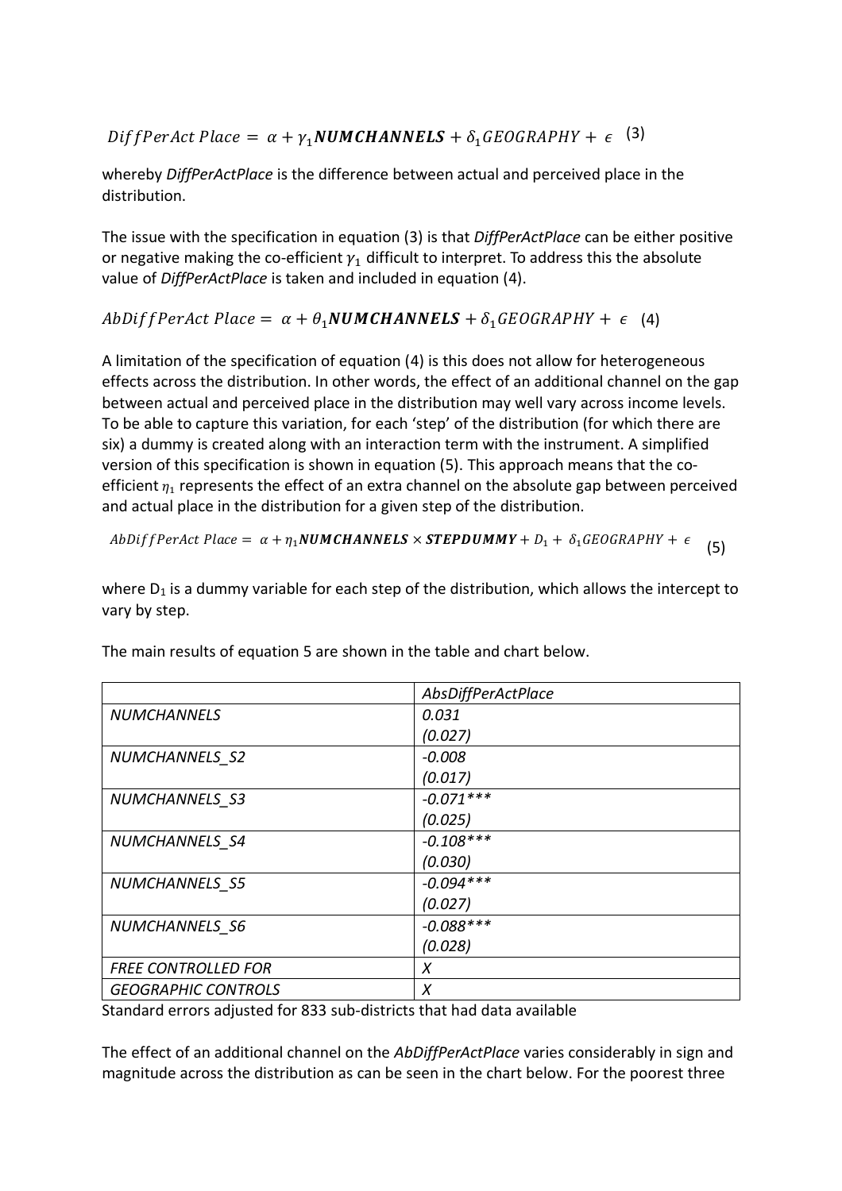$$DiffPerAct\ Place = \alpha + \gamma_1 \boldsymbol{NUMCHANNELS} + \delta_1 GEOGRAPHY + \epsilon \quad (3)$$

whereby *DiffPerActPlace* is the difference between actual and perceived place in the distribution.

The issue with the specification in equation (3) is that *DiffPerActPlace* can be either positive or negative making the co-efficient $\gamma_1$ difficult to interpret. To address this the absolute value of *DiffPerActPlace* is taken and included in equation (4).

$$AbDiffPerAct\ Place = \alpha + \theta_1 \boldsymbol{NUMCHANNELS} + \delta_1 GEOGRAPHY + \epsilon \quad (4)$$

A limitation of the specification of equation (4) is this does not allow for heterogeneous effects across the distribution. In other words, the effect of an additional channel on the gap between actual and perceived place in the distribution may well vary across income levels. To be able to capture this variation, for each 'step' of the distribution (for which there are six) a dummy is created along with an interaction term with the instrument. A simplified version of this specification is shown in equation (5). This approach means that the co-efficient $\eta_1$ represents the effect of an extra channel on the absolute gap between perceived and actual place in the distribution for a given step of the distribution.

$$AbDiffPerAct\ Place = \alpha + \eta_1 \boldsymbol{NUMCHANNELS} \times \boldsymbol{STEPDUMMY} + D_1 + \delta_1 GEOGRAPHY + \epsilon \quad (5)$$

where $D_1$ is a dummy variable for each step of the distribution, which allows the intercept to vary by step.

The main results of equation 5 are shown in the table and chart below.

| | *AbsDiffPerActPlace* |
|---|---|
| *NUMCHANNELS* | *0.031* |
| | *(0.027)* |
| *NUMCHANNELS_S2* | *-0.008* |
| | *(0.017)* |
| *NUMCHANNELS_S3* | *-0.071**** |
| | *(0.025)* |
| *NUMCHANNELS_S4* | *-0.108**** |
| | *(0.030)* |
| *NUMCHANNELS_S5* | *-0.094**** |
| | *(0.027)* |
| *NUMCHANNELS_S6* | *-0.088**** |
| | *(0.028)* |
| *FREE CONTROLLED FOR* | *X* |
| *GEOGRAPHIC CONTROLS* | *X* |

Standard errors adjusted for 833 sub-districts that had data available

The effect of an additional channel on the *AbDiffPerActPlace* varies considerably in sign and magnitude across the distribution as can be seen in the chart below. For the poorest three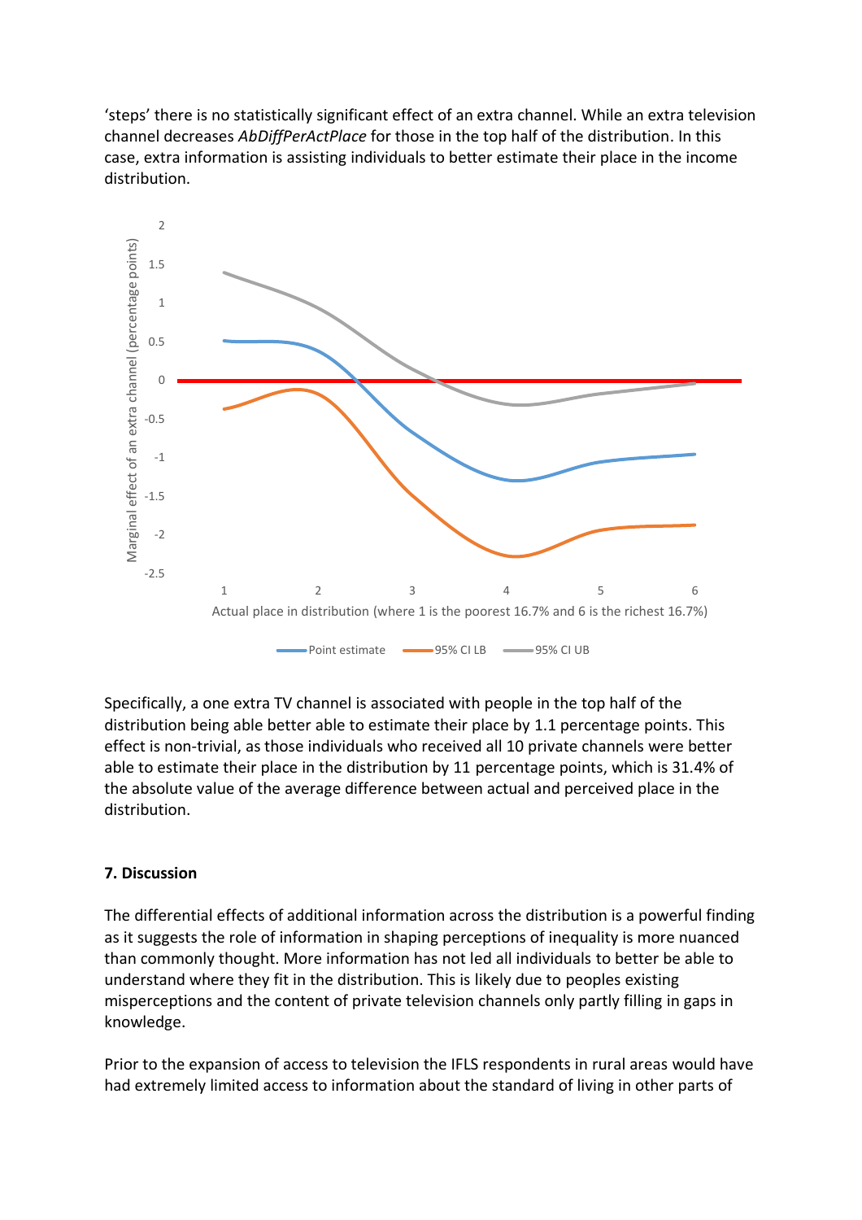'steps' there is no statistically significant effect of an extra channel. While an extra television channel decreases *AbDiffPerActPlace* for those in the top half of the distribution. In this case, extra information is assisting individuals to better estimate their place in the income distribution.

Specifically, a one extra TV channel is associated with people in the top half of the distribution being able better able to estimate their place by 1.1 percentage points. This effect is non-trivial, as those individuals who received all 10 private channels were better able to estimate their place in the distribution by 11 percentage points, which is 31.4% of the absolute value of the average difference between actual and perceived place in the distribution.

### 7. Discussion

The differential effects of additional information across the distribution is a powerful finding as it suggests the role of information in shaping perceptions of inequality is more nuanced than commonly thought. More information has not led all individuals to better be able to understand where they fit in the distribution. This is likely due to peoples existing misperceptions and the content of private television channels only partly filling in gaps in knowledge.

Prior to the expansion of access to television the IFLS respondents in rural areas would have had extremely limited access to information about the standard of living in other parts of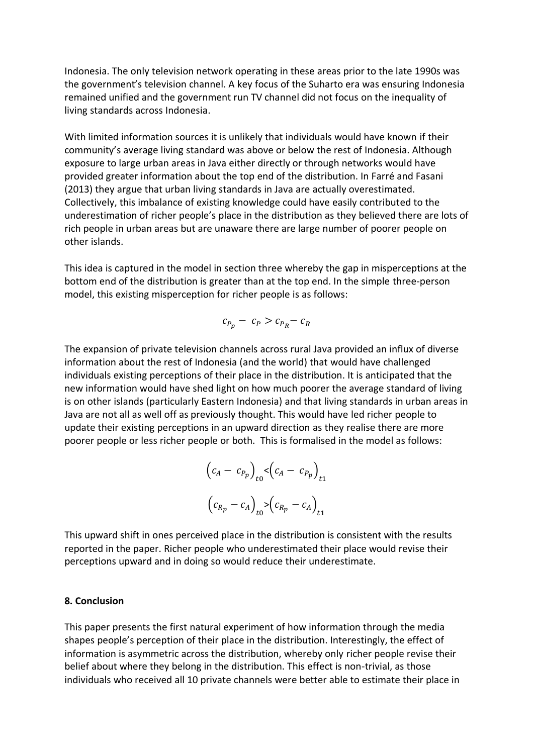Indonesia. The only television network operating in these areas prior to the late 1990s was the government's television channel. A key focus of the Suharto era was ensuring Indonesia remained unified and the government run TV channel did not focus on the inequality of living standards across Indonesia.

With limited information sources it is unlikely that individuals would have known if their community's average living standard was above or below the rest of Indonesia. Although exposure to large urban areas in Java either directly or through networks would have provided greater information about the top end of the distribution. In Farré and Fasani (2013) they argue that urban living standards in Java are actually overestimated. Collectively, this imbalance of existing knowledge could have easily contributed to the underestimation of richer people's place in the distribution as they believed there are lots of rich people in urban areas but are unaware there are large number of poorer people on other islands.

This idea is captured in the model in section three whereby the gap in misperceptions at the bottom end of the distribution is greater than at the top end. In the simple three-person model, this existing misperception for richer people is as follows:

$$c_{P_p} - c_P > c_{P_R} - c_R$$

The expansion of private television channels across rural Java provided an influx of diverse information about the rest of Indonesia (and the world) that would have challenged individuals existing perceptions of their place in the distribution. It is anticipated that the new information would have shed light on how much poorer the average standard of living is on other islands (particularly Eastern Indonesia) and that living standards in urban areas in Java are not all as well off as previously thought. This would have led richer people to update their existing perceptions in an upward direction as they realise there are more poorer people or less richer people or both. This is formalised in the model as follows:

$$\left(c_A - c_{P_p}\right)_{t0} < \left(c_A - c_{P_p}\right)_{t1}$$

$$\left(c_{R_p} - c_A\right)_{t0} > \left(c_{R_p} - c_A\right)_{t1}$$

This upward shift in ones perceived place in the distribution is consistent with the results reported in the paper. Richer people who underestimated their place would revise their perceptions upward and in doing so would reduce their underestimate.

## 8. Conclusion

This paper presents the first natural experiment of how information through the media shapes people's perception of their place in the distribution. Interestingly, the effect of information is asymmetric across the distribution, whereby only richer people revise their belief about where they belong in the distribution. This effect is non-trivial, as those individuals who received all 10 private channels were better able to estimate their place in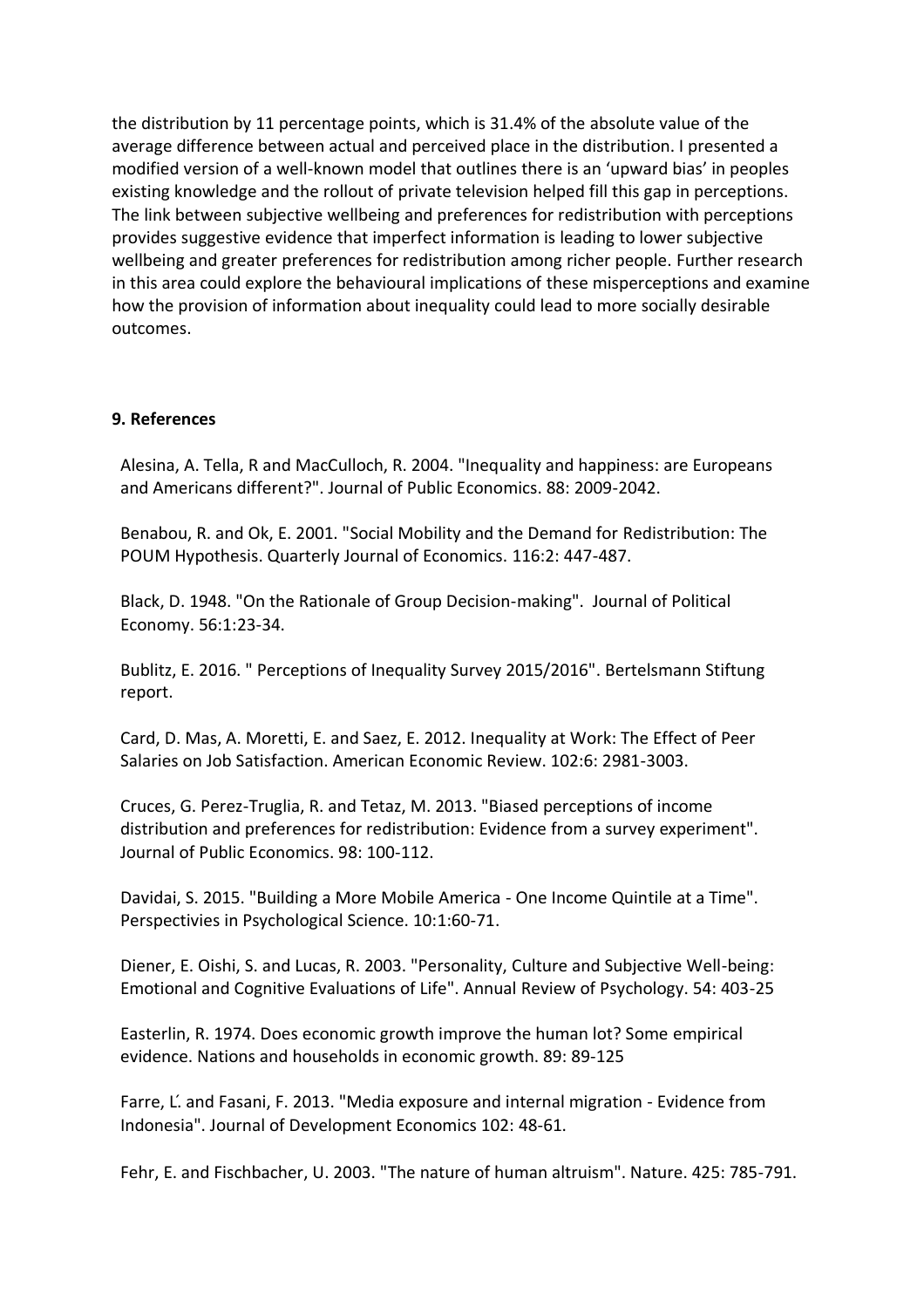the distribution by 11 percentage points, which is 31.4% of the absolute value of the average difference between actual and perceived place in the distribution. I presented a modified version of a well-known model that outlines there is an 'upward bias' in peoples existing knowledge and the rollout of private television helped fill this gap in perceptions. The link between subjective wellbeing and preferences for redistribution with perceptions provides suggestive evidence that imperfect information is leading to lower subjective wellbeing and greater preferences for redistribution among richer people. Further research in this area could explore the behavioural implications of these misperceptions and examine how the provision of information about inequality could lead to more socially desirable outcomes.

## 9. References

Alesina, A. Tella, R and MacCulloch, R. 2004. "Inequality and happiness: are Europeans and Americans different?". Journal of Public Economics. 88: 2009-2042.

Benabou, R. and Ok, E. 2001. "Social Mobility and the Demand for Redistribution: The POUM Hypothesis. Quarterly Journal of Economics. 116:2: 447-487.

Black, D. 1948. "On the Rationale of Group Decision-making". Journal of Political Economy. 56:1:23-34.

Bublitz, E. 2016. " Perceptions of Inequality Survey 2015/2016". Bertelsmann Stiftung report.

Card, D. Mas, A. Moretti, E. and Saez, E. 2012. Inequality at Work: The Effect of Peer Salaries on Job Satisfaction. American Economic Review. 102:6: 2981-3003.

Cruces, G. Perez-Truglia, R. and Tetaz, M. 2013. "Biased perceptions of income distribution and preferences for redistribution: Evidence from a survey experiment". Journal of Public Economics. 98: 100-112.

Davidai, S. 2015. "Building a More Mobile America - One Income Quintile at a Time". Perspectivies in Psychological Science. 10:1:60-71.

Diener, E. Oishi, S. and Lucas, R. 2003. "Personality, Culture and Subjective Well-being: Emotional and Cognitive Evaluations of Life". Annual Review of Psychology. 54: 403-25

Easterlin, R. 1974. Does economic growth improve the human lot? Some empirical evidence. Nations and households in economic growth. 89: 89-125

Farre, L. and Fasani, F. 2013. "Media exposure and internal migration - Evidence from Indonesia". Journal of Development Economics 102: 48-61.

Fehr, E. and Fischbacher, U. 2003. "The nature of human altruism". Nature. 425: 785-791.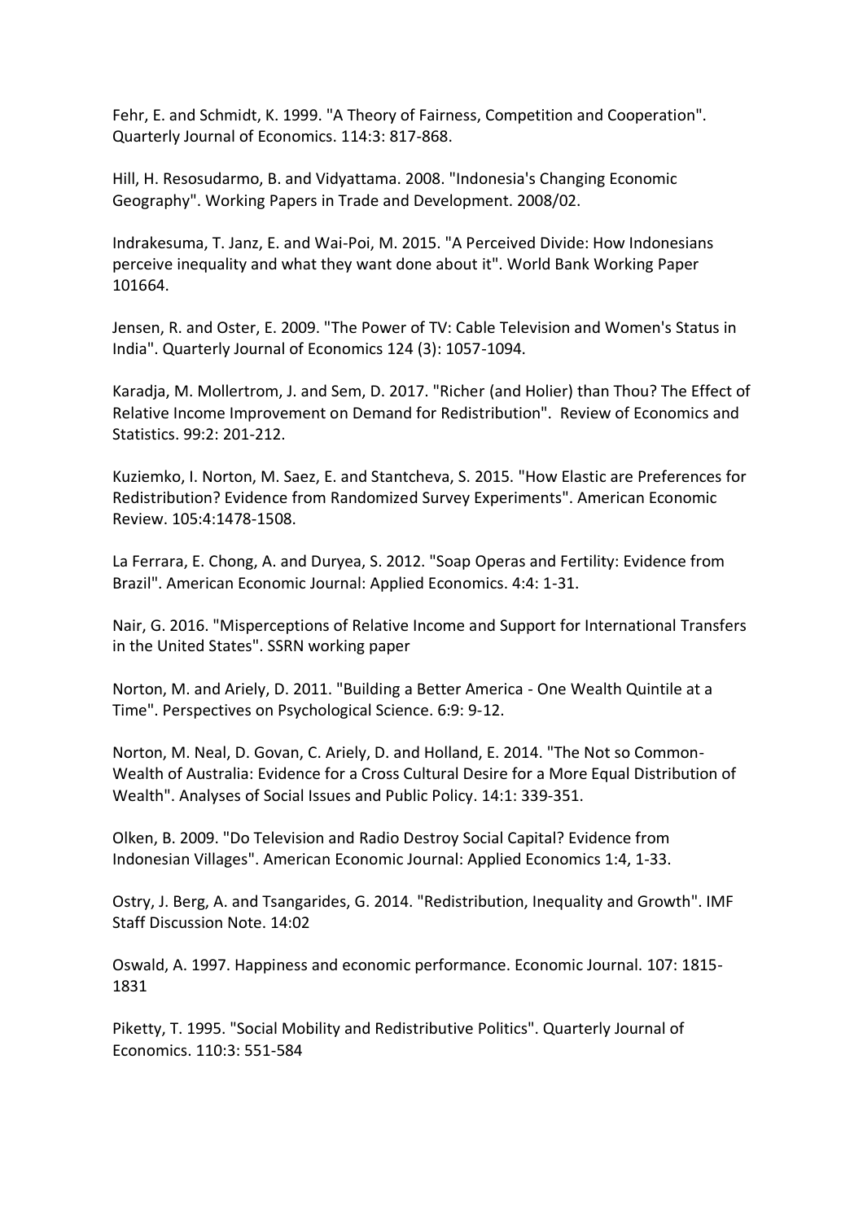Fehr, E. and Schmidt, K. 1999. "A Theory of Fairness, Competition and Cooperation". Quarterly Journal of Economics. 114:3: 817-868.

Hill, H. Resosudarmo, B. and Vidyattama. 2008. "Indonesia's Changing Economic Geography". Working Papers in Trade and Development. 2008/02.

Indrakesuma, T. Janz, E. and Wai-Poi, M. 2015. "A Perceived Divide: How Indonesians perceive inequality and what they want done about it". World Bank Working Paper 101664.

Jensen, R. and Oster, E. 2009. "The Power of TV: Cable Television and Women's Status in India". Quarterly Journal of Economics 124 (3): 1057-1094.

Karadja, M. Mollertrom, J. and Sem, D. 2017. "Richer (and Holier) than Thou? The Effect of Relative Income Improvement on Demand for Redistribution". Review of Economics and Statistics. 99:2: 201-212.

Kuziemko, I. Norton, M. Saez, E. and Stantcheva, S. 2015. "How Elastic are Preferences for Redistribution? Evidence from Randomized Survey Experiments". American Economic Review. 105:4:1478-1508.

La Ferrara, E. Chong, A. and Duryea, S. 2012. "Soap Operas and Fertility: Evidence from Brazil". American Economic Journal: Applied Economics. 4:4: 1-31.

Nair, G. 2016. "Misperceptions of Relative Income and Support for International Transfers in the United States". SSRN working paper

Norton, M. and Ariely, D. 2011. "Building a Better America - One Wealth Quintile at a Time". Perspectives on Psychological Science. 6:9: 9-12.

Norton, M. Neal, D. Govan, C. Ariely, D. and Holland, E. 2014. "The Not so Common-Wealth of Australia: Evidence for a Cross Cultural Desire for a More Equal Distribution of Wealth". Analyses of Social Issues and Public Policy. 14:1: 339-351.

Olken, B. 2009. "Do Television and Radio Destroy Social Capital? Evidence from Indonesian Villages". American Economic Journal: Applied Economics 1:4, 1-33.

Ostry, J. Berg, A. and Tsangarides, G. 2014. "Redistribution, Inequality and Growth". IMF Staff Discussion Note. 14:02

Oswald, A. 1997. Happiness and economic performance. Economic Journal. 107: 1815-1831

Piketty, T. 1995. "Social Mobility and Redistributive Politics". Quarterly Journal of Economics. 110:3: 551-584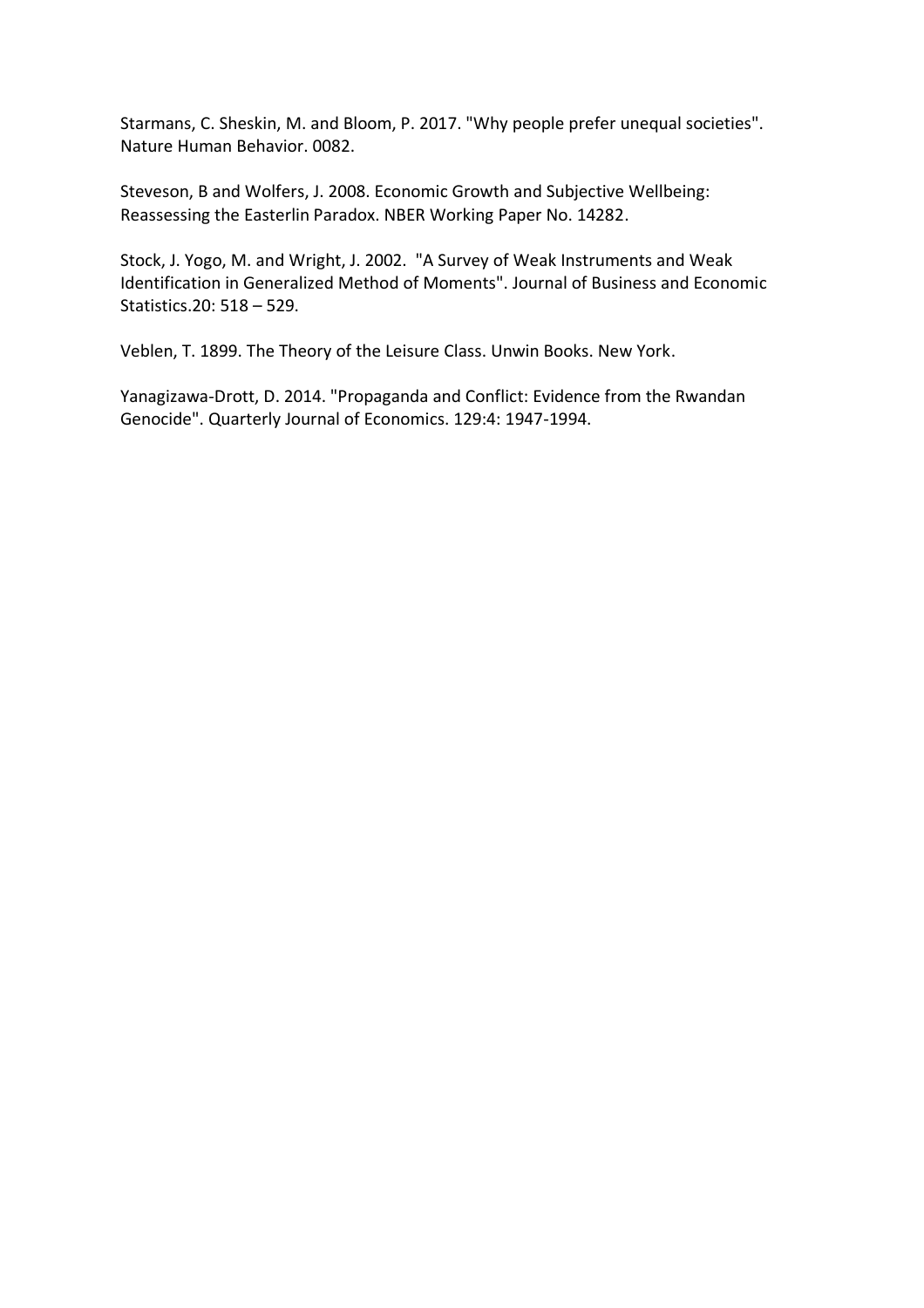Starmans, C. Sheskin, M. and Bloom, P. 2017. "Why people prefer unequal societies". Nature Human Behavior. 0082.

Steveson, B and Wolfers, J. 2008. Economic Growth and Subjective Wellbeing: Reassessing the Easterlin Paradox. NBER Working Paper No. 14282.

Stock, J. Yogo, M. and Wright, J. 2002. "A Survey of Weak Instruments and Weak Identification in Generalized Method of Moments". Journal of Business and Economic Statistics.20: 518 – 529.

Veblen, T. 1899. The Theory of the Leisure Class. Unwin Books. New York.

Yanagizawa-Drott, D. 2014. "Propaganda and Conflict: Evidence from the Rwandan Genocide". Quarterly Journal of Economics. 129:4: 1947-1994.